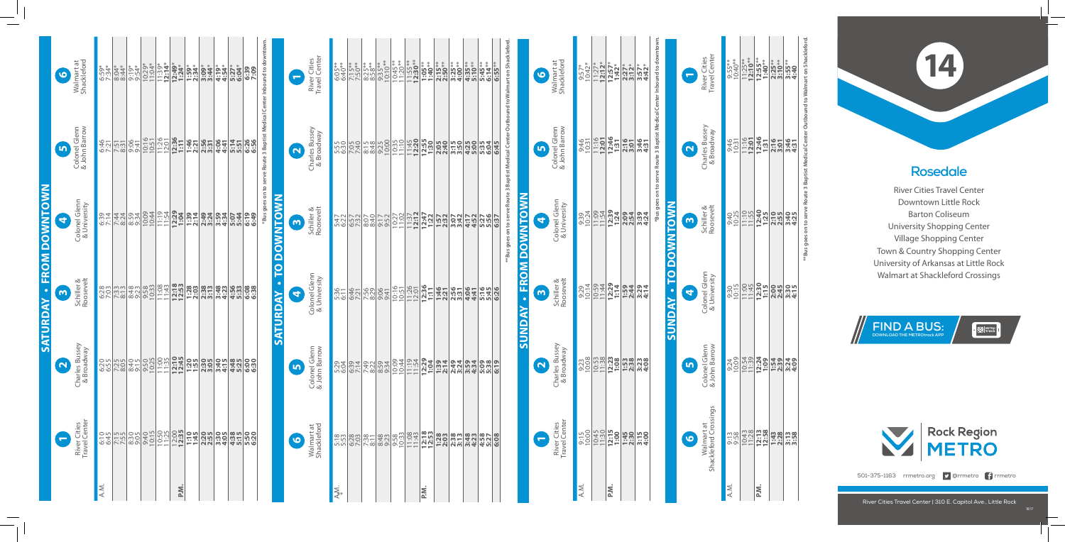# 14

## Rosedale

River Cities Travel Center
Downtown Little Rock
Barton Coliseum
University Shopping Center
Village Shopping Center
Town & Country Shopping Center
University of Arkansas at Little Rock
Walmart at Shackleford Crossings

**FIND A BUS:** DOWNLOAD THE METROtrack APP

Rock Region METRO

501-375-1163 rrmetro.org @rrmetro rrmetro

River Cities Travel Center | 310 E. Capitol Ave., Little Rock

## SATURDAY • FROM DOWNTOWN

| | 1 River Cities Travel Center | 2 Charles Bussey & Broadway | 3 Schiller & Roosevelt | 4 Colonel Glenn & University | 5 Colonel Glenn & John Barrow | 6 Walmart at Shackleford |
|---|---|---|---|---|---|---|
| A.M. | 6:10 | 6:20 | 6:28 | 6:39 | 6:46 | 6:59* |
| | 6:45 | 6:55 | 7:03 | 7:14 | 7:21 | 7:34* |
| | 7:15 | 7:25 | 7:33 | 7:44 | 7:51 | 8:04* |
| | 7:55 | 8:05 | 8:13 | 8:24 | 8:31 | 8:44* |
| | 8:30 | 8:40 | 8:48 | 8:59 | 9:06 | 9:19* |
| | 9:05 | 9:15 | 9:23 | 9:34 | 9:41 | 9:54* |
| | 9:40 | 9:50 | 9:58 | 10:09 | 10:16 | 10:29* |
| | 10:15 | 10:25 | 10:33 | 10:44 | 10:51 | 11:04* |
| | 10:50 | 11:00 | 11:08 | 11:19 | 11:26 | 11:39* |
| | 11:25 | 11:35 | 11:43 | 11:54 | 12:01 | **12:14*** |
| P.M. | **12:00** | **12:10** | **12:18** | **12:29** | **12:36** | **12:49*** |
| | **12:35** | **12:45** | **12:53** | **1:04** | **1:11** | **1:24*** |
| | **1:10** | **1:20** | **1:28** | **1:39** | **1:46** | **1:59*** |
| | **1:45** | **1:55** | **2:03** | **2:14** | **2:21** | **2:34*** |
| | **2:20** | **2:30** | **2:38** | **2:49** | **2:56** | **3:09*** |
| | **2:55** | **3:05** | **3:13** | **3:24** | **3:31** | **3:44*** |
| | **3:30** | **3:40** | **3:48** | **3:59** | **4:06** | **4:19*** |
| | **4:05** | **4:15** | **4:23** | **4:34** | **4:41** | **4:54*** |
| | **4:38** | **4:48** | **4:56** | **5:07** | **5:14** | **5:27*** |
| | **5:15** | **5:25** | **5:33** | **5:44** | **5:51** | **6:04*** |
| | **5:50** | **6:00** | **6:08** | **6:19** | **6:26** | **6:39** |
| | **6:20** | **6:30** | **6:38** | **6:49** | **6:56** | **7:09** |

*Bus goes on to serve Route 3 Baptist Medical Center Inbound to downtown.

## SATURDAY • TO DOWNTOWN

| | 6 Walmart at Shackleford | 5 Colonel Glenn & John Barrow | 4 Colonel Glenn & University | 3 Schiller & Roosevelt | 2 Charles Bussey & Broadway | 1 River Cities Travel Center |
|---|---|---|---|---|---|---|
| A.M. | 5:18 | 5:29 | 5:36 | 5:47 | 5:55 | 6:05** |
| | 5:53 | 6:04 | 6:11 | 6:22 | 6:30 | 6:40** |
| | 6:28 | 6:39 | 6:46 | 6:57 | 7:05 | 7:15** |
| | 7:03 | 7:14 | 7:21 | 7:32 | 7:40 | 7:50** |
| | 7:38 | 7:49 | 7:56 | 8:07 | 8:15 | 8:25** |
| | 8:11 | 8:22 | 8:29 | 8:40 | 8:48 | 8:58** |
| | 8:48 | 8:59 | 9:06 | 9:17 | 9:25 | 9:35** |
| | 9:23 | 9:34 | 9:41 | 9:52 | 10:00 | 10:10** |
| | 9:58 | 10:09 | 10:16 | 10:27 | 10:35 | 10:45** |
| | 10:33 | 10:44 | 10:51 | 11:02 | 11:10 | 11:20** |
| | 11:08 | 11:19 | 11:26 | 11:37 | 11:45 | 11:55** |
| | 11:43 | 11:54 | **12:01** | **12:12** | **12:20** | **12:30**** |
| P.M. | **12:18** | **12:29** | **12:36** | **12:47** | **12:55** | **1:05**** |
| | **12:53** | **1:04** | **1:11** | **1:22** | **1:30** | **1:40**** |
| | **1:28** | **1:39** | **1:46** | **1:57** | **2:05** | **2:15**** |
| | **2:03** | **2:14** | **2:21** | **2:32** | **2:40** | **2:50**** |
| | **2:38** | **2:49** | **2:56** | **3:07** | **3:15** | **3:25**** |
| | **3:13** | **3:24** | **3:31** | **3:42** | **3:50** | **4:00**** |
| | **3:48** | **3:59** | **4:06** | **4:17** | **4:25** | **4:35**** |
| | **4:23** | **4:34** | **4:41** | **4:52** | **5:00** | **5:10**** |
| | **4:58** | **5:09** | **5:16** | **5:27** | **5:35** | **5:45**** |
| | **5:27** | **5:38** | **5:45** | **5:56** | **6:04** | **6:14**** |
| | **6:08** | **6:19** | **6:26** | **6:37** | **6:45** | **6:55**** |

**Bus goes on to serve Route 3 Baptist Medical Center Outbound to Walmart on Shackleford.

## SUNDAY • FROM DOWNTOWN

| | 1 River Cities Travel Center | 2 Charles Bussey & Broadway | 3 Schiller & Roosevelt | 4 Colonel Glenn & University | 5 Colonel Glenn & John Barrow | 6 Walmart at Shackleford |
|---|---|---|---|---|---|---|
| A.M. | 9:15 | 9:23 | 9:29 | 9:39 | 9:46 | 9:57* |
| | 10:00 | 10:08 | 10:14 | 10:24 | 10:31 | 10:42* |
| | 10:45 | 10:53 | 10:59 | 11:09 | 11:16 | 11:27* |
| | 11:30 | 11:38 | 11:44 | 11:54 | **12:01** | **12:12*** |
| P.M. | **12:15** | **12:23** | **12:29** | **12:39** | **12:46** | **12:57*** |
| | **1:00** | **1:08** | **1:14** | **1:24** | **1:31** | **1:42*** |
| | **1:45** | **1:53** | **1:59** | **2:09** | **2:16** | **2:27*** |
| | **2:30** | **2:38** | **2:44** | **2:54** | **3:01** | **3:12*** |
| | **3:15** | **3:23** | **3:29** | **3:39** | **3:46** | **3:57*** |
| | **4:00** | **4:08** | **4:14** | **4:24** | **4:31** | **4:42*** |

*Bus goes on to serve Route 3 Baptist Medical Center Inbound to downtown.

## SUNDAY • TO DOWNTOWN

| | 6 Walmart at Shackleford Crossings | 5 Colonel Glenn & John Barrow | 4 Colonel Glenn & University | 3 Schiller & Roosevelt | 2 Charles Bussey & Broadway | 1 River Cities Travel Center |
|---|---|---|---|---|---|---|
| A.M. | 9:13 | 9:24 | 9:30 | 9:40 | 9:46 | 9:55** |
| | 9:58 | 10:09 | 10:15 | 10:25 | 10:31 | 10:40** |
| | 10:43 | 10:54 | 11:00 | 11:10 | 11:16 | 11:25** |
| | 11:28 | 11:39 | 11:45 | 11:55 | **12:01** | **12:10**** |
| P.M. | **12:13** | **12:24** | **12:30** | **12:40** | **12:46** | **12:55**** |
| | **12:58** | **1:09** | **1:15** | **1:25** | **1:31** | **1:40**** |
| | **1:43** | **1:54** | **2:00** | **2:10** | **2:16** | **2:25**** |
| | **2:28** | **2:39** | **2:45** | **2:55** | **3:01** | **3:10**** |
| | **3:13** | **3:24** | **3:30** | **3:40** | **3:46** | **3:55**** |
| | **3:58** | **4:09** | **4:15** | **4:25** | **4:31** | **4:40** |

**Bus goes on to serve Route 3 Baptist Medical Center Outbound to Walmart on Shackleford.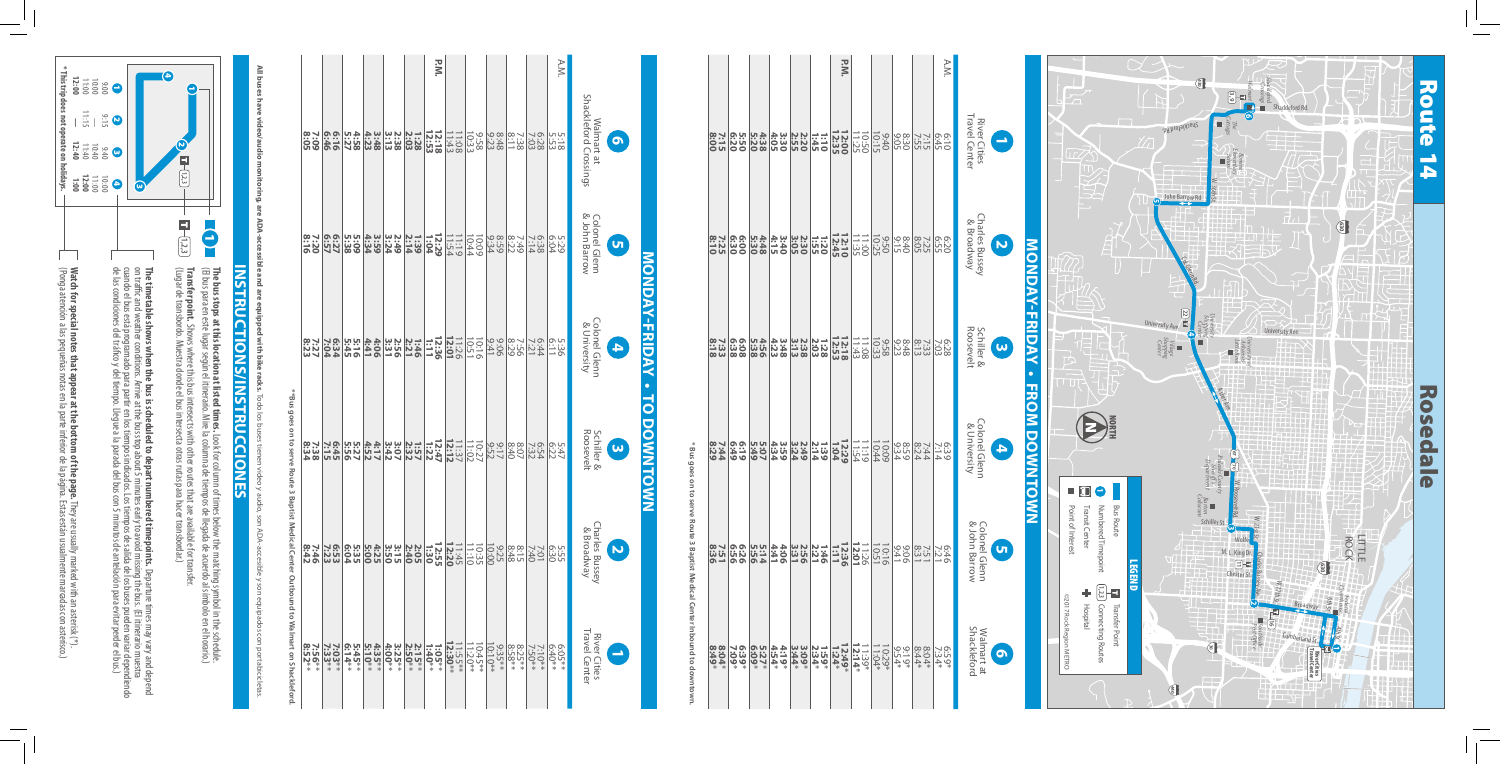# Route 14

# Rosedale

**LEGEND**

- Bus Route
- Numbered Timepoint
- Transit Center
- Point of Interest
- Transfer Point
- Connecting Routes
- Hospital

©2017 Rock Region METRO

## MONDAY-FRIDAY • FROM DOWNTOWN

| | 1 River Cities Travel Center | 2 Charles Bussey & Broadway | 3 Schiller & Roosevelt | 4 Colonel Glenn & University | 5 Colonel Glenn & John Barrow | 6 Walmart at Shackleford |
|---|---|---|---|---|---|---|
| A.M. | 6:10 | 6:20 | 6:28 | 6:39 | 6:46 | 6:59* |
| | 6:45 | 6:55 | 7:03 | 7:14 | 7:21 | 7:34* |
| | 7:15 | 7:25 | 7:33 | 7:44 | 7:51 | 8:04* |
| | 7:55 | 8:05 | 8:13 | 8:24 | 8:31 | 8:44* |
| | 8:30 | 8:40 | 8:48 | 8:59 | 9:06 | 9:19* |
| | 9:05 | 9:15 | 9:23 | 9:34 | 9:41 | 9:54* |
| | 9:40 | 9:50 | 9:58 | 10:09 | 10:16 | 10:29* |
| | 10:15 | 10:25 | 10:33 | 10:44 | 10:51 | 11:04* |
| | 10:50 | 11:00 | 11:08 | 11:19 | 11:26 | 11:39* |
| | 11:25 | 11:35 | 11:43 | 11:54 | 12:01 | 12:14* |
| P.M. | **12:00** | **12:10** | **12:18** | **12:29** | **12:36** | **12:49*** |
| | **12:35** | **12:45** | **12:53** | **1:04** | **1:11** | **1:24*** |
| | **1:10** | **1:20** | **1:28** | **1:39** | **1:46** | **1:59*** |
| | **1:45** | **1:55** | **2:03** | **2:14** | **2:21** | **2:34*** |
| | **2:20** | **2:30** | **2:38** | **2:49** | **2:56** | **3:09*** |
| | **2:55** | **3:05** | **3:13** | **3:24** | **3:31** | **3:44*** |
| | **3:30** | **3:40** | **3:48** | **3:59** | **4:06** | **4:19*** |
| | **4:05** | **4:15** | **4:23** | **4:34** | **4:41** | **4:54*** |
| | **4:38** | **4:48** | **4:56** | **5:07** | **5:14** | **5:27*** |
| | **5:20** | **5:30** | **5:38** | **5:49** | **5:56** | **6:09*** |
| | **5:50** | **6:00** | **6:08** | **6:19** | **6:26** | **6:39*** |
| | **6:20** | **6:30** | **6:38** | **6:49** | **6:56** | **7:09*** |
| | **7:15** | **7:25** | **7:33** | **7:44** | **7:51** | **8:04*** |
| | **8:00** | **8:10** | **8:18** | **8:29** | **8:36** | **8:49*** |

\* Bus goes on to serve Route 3 Baptist Medical Center inbound to downtown.

## MONDAY-FRIDAY • TO DOWNTOWN

| | 6 Walmart at Shackleford Crossings | 5 Colonel Glenn & John Barrow | 4 Colonel Glenn & University | 3 Schiller & Roosevelt | 2 Charles Bussey & Broadway | 1 River Cities Travel Center |
|---|---|---|---|---|---|---|
| A.M. | 5:18 | 5:29 | 5:36 | 5:47 | 5:55 | 6:05** |
| | 5:53 | 6:04 | 6:11 | 6:22 | 6:30 | 6:40** |
| | 6:28 | 6:38 | 6:44 | 6:54 | 7:01 | 7:10** |
| | 7:03 | 7:14 | 7:21 | 7:32 | 7:40 | 7:50** |
| | 7:38 | 7:49 | 7:56 | 8:07 | 8:15 | 8:25** |
| | 8:11 | 8:22 | 8:29 | 8:40 | 8:48 | 8:58** |
| | 8:48 | 8:59 | 9:06 | 9:17 | 9:25 | 9:35** |
| | 9:23 | 9:34 | 9:41 | 9:52 | 10:00 | 10:10** |
| | 9:58 | 10:09 | 10:16 | 10:27 | 10:35 | 10:45** |
| | 10:33 | 10:44 | 10:51 | 11:02 | 11:10 | 11:20** |
| | 11:08 | 11:19 | 11:26 | 11:37 | 11:45 | 11:55** |
| | 11:43 | 11:54 | 12:01 | 12:12 | 12:20 | 12:30** |
| P.M. | **12:18** | **12:29** | **12:36** | **12:47** | **12:55** | **1:05**** |
| | **12:53** | **1:04** | **1:11** | **1:22** | **1:30** | **1:40**** |
| | **1:28** | **1:39** | **1:46** | **1:57** | **2:05** | **2:15**** |
| | **2:03** | **2:14** | **2:21** | **2:32** | **2:40** | **2:50**** |
| | **2:38** | **2:49** | **2:56** | **3:07** | **3:15** | **3:25**** |
| | **3:13** | **3:24** | **3:31** | **3:42** | **3:50** | **4:00**** |
| | **3:48** | **3:59** | **4:06** | **4:17** | **4:25** | **4:35**** |
| | **4:23** | **4:34** | **4:41** | **4:52** | **5:00** | **5:10**** |
| | **4:58** | **5:09** | **5:16** | **5:27** | **5:35** | **5:45**** |
| | **5:27** | **5:38** | **5:45** | **5:56** | **6:04** | **6:14**** |
| | **6:16** | **6:27** | **6:34** | **6:45** | **6:53** | **7:03**** |
| | **6:46** | **6:57** | **7:04** | **7:15** | **7:23** | **7:33**** |
| | **7:09** | **7:20** | **7:27** | **7:38** | **7:46** | **7:56**** |
| | **8:05** | **8:16** | **8:23** | **8:34** | **8:42** | **8:52**** |

\*\*Bus goes on to serve Route 3 Baptist Medical Center Outbound to Walmart on Shackleford.

**All buses have video/audio monitoring, are ADA-accessible and are equipped with bike racks.** Todo los buses tienen video y audio, son ADA-accesible y son equipados con portabicicletas.

## INSTRUCTIONS/INSTRUCCIONES

| 1 | 2 | 3 | 4 |
|---|---|---|---|
| 9:00 | 9:15 | 9:40 | 10:00 |
| 10:00 | — | 10:40 | 11:00 |
| 11:00 | 11:15 | 11:40 | 12:00 |
| **12:00** | | **12:40** | **1:00** |

\* This trip does not operate on holiday.

**The bus stops at this location at listed times.** Look for column of times below the matching symbol in the schedule.
(El bus para en este lugar según el itinerario. Mire la columna de tiempos de llegada de acuerdo al símbolo en el horario.)

**Transfer point.** Shows where this bus intersects with other routes that are available for transfer.
(Lugar de transbordo. Muestra donde el bus intersecta otras rutas para hacer el transbordar.)

**The timetable shows when the bus is scheduled to depart numbered timepoints.** Departure times may vary and depend on traffic and weather conditions. Arrive at the bus stop about 5 minutes early to avoid missing the bus. (El itinerario muestra cuando el bus está programado para partir en los tiempos señalados. Los tiempos de salida pueden variar y dependiendo de las condiciones del tráfico y del tiempo. Llegue a la parada del bus con 5 minutos de antelación para evitar perder el bus.)

**Watch for special notes that appear at the bottom of the page.** They are usually marked with an asterisk (*).
(Ponga atención a las pequeñas notas en la parte inferior de la página. Estas están usualmente marcadas con asterisco.)